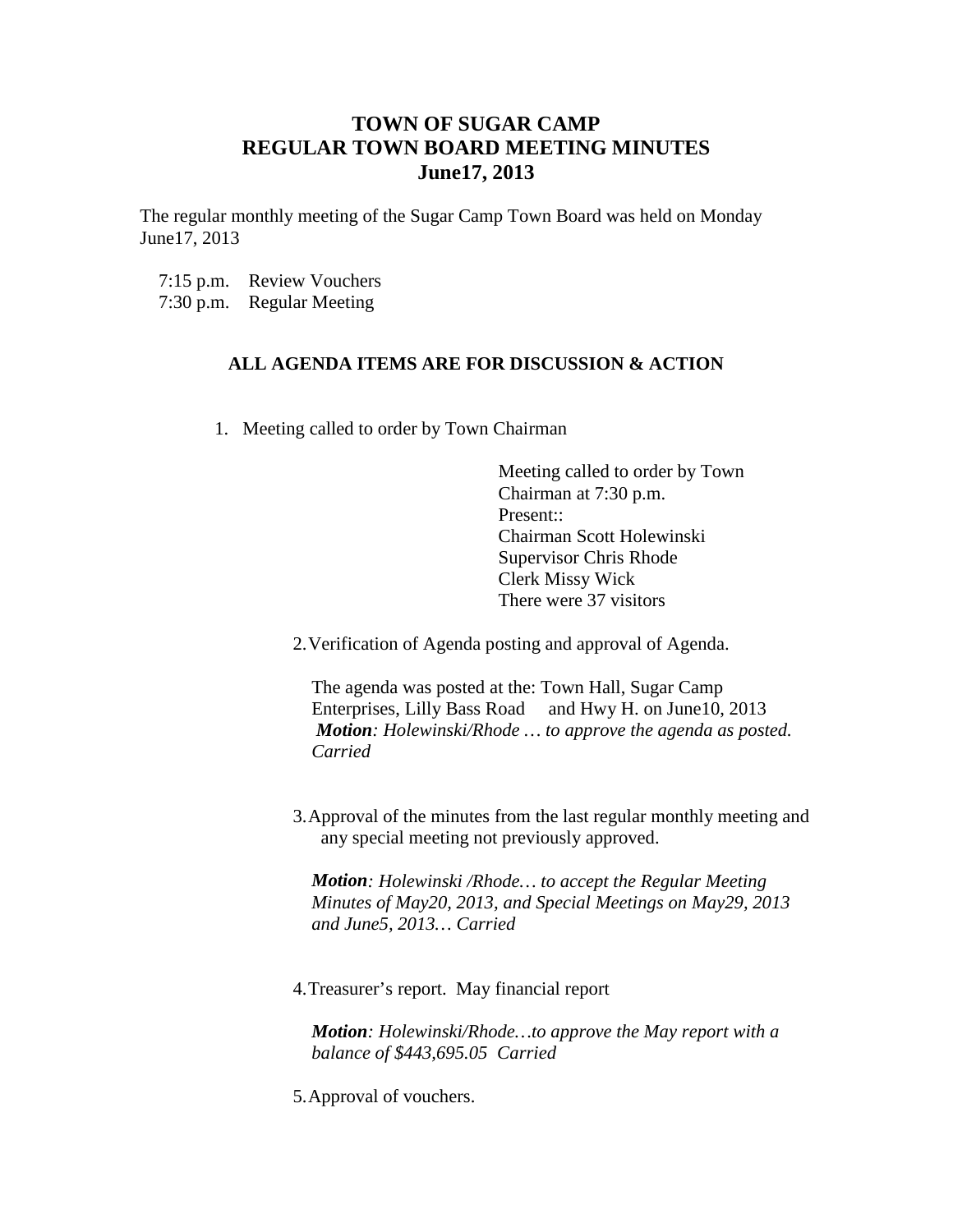# TOWN OF SUGAR CAMP
# REGULAR TOWN BOARD MEETING MINUTES
# June17, 2013

The regular monthly meeting of the Sugar Camp Town Board was held on Monday June17, 2013

7:15 p.m. Review Vouchers
7:30 p.m. Regular Meeting

**ALL AGENDA ITEMS ARE FOR DISCUSSION & ACTION**

1. Meeting called to order by Town Chairman

   Meeting called to order by Town Chairman at 7:30 p.m.
   Present::
   Chairman Scott Holewinski
   Supervisor Chris Rhode
   Clerk Missy Wick
   There were 37 visitors

2. Verification of Agenda posting and approval of Agenda.

   The agenda was posted at the: Town Hall, Sugar Camp Enterprises, Lilly Bass Road and Hwy H. on June10, 2013
   ***Motion****: Holewinski/Rhode … to approve the agenda as posted. Carried*

3. Approval of the minutes from the last regular monthly meeting and any special meeting not previously approved.

   ***Motion****: Holewinski /Rhode… to accept the Regular Meeting Minutes of May20, 2013, and Special Meetings on May29, 2013 and June5, 2013… Carried*

4. Treasurer's report. May financial report

   ***Motion****: Holewinski/Rhode…to approve the May report with a balance of $443,695.05 Carried*

5. Approval of vouchers.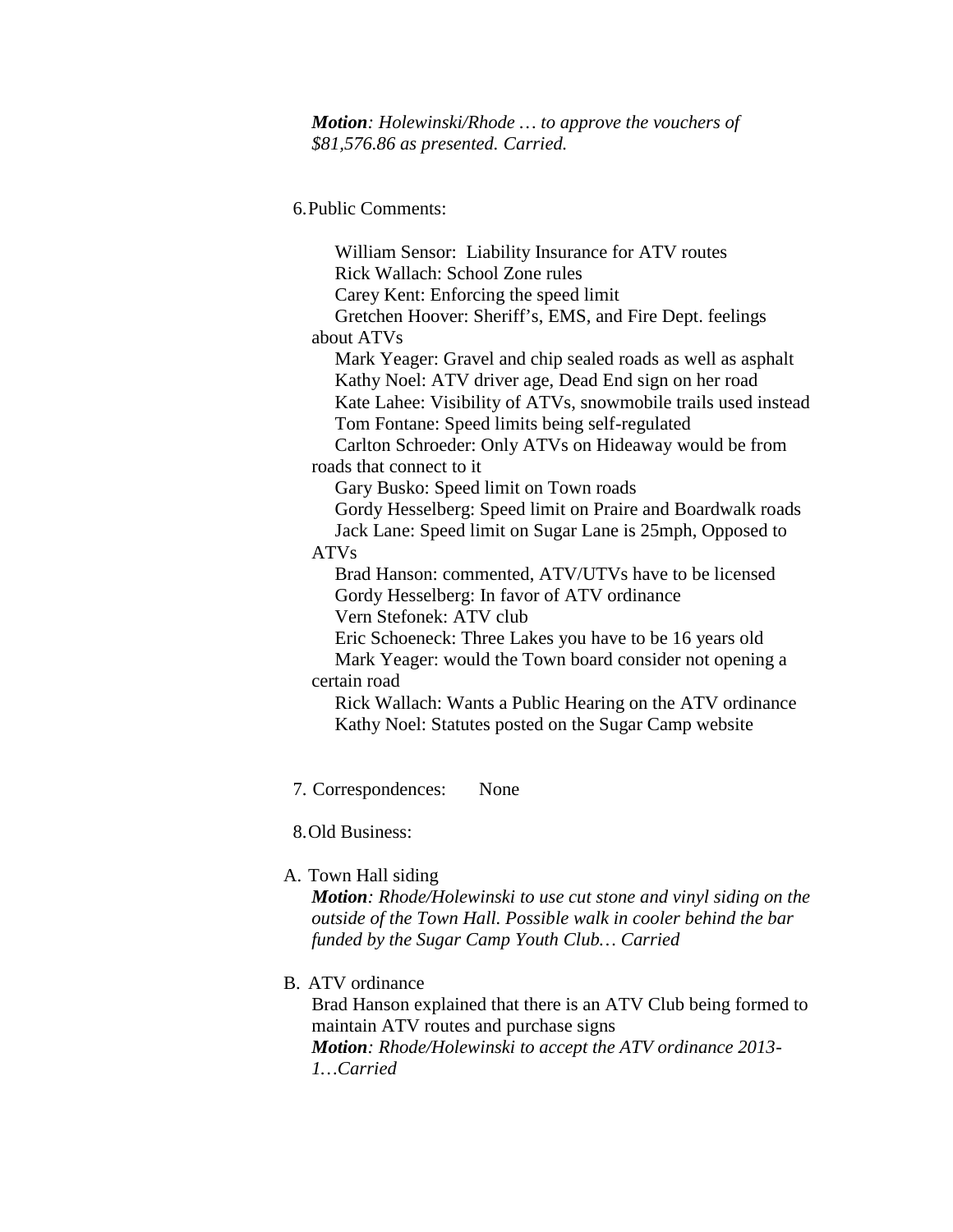***Motion**: Holewinski/Rhode … to approve the vouchers of $81,576.86 as presented. Carried.*

6. Public Comments:

William Sensor: Liability Insurance for ATV routes
Rick Wallach: School Zone rules
Carey Kent: Enforcing the speed limit
Gretchen Hoover: Sheriff's, EMS, and Fire Dept. feelings about ATVs
Mark Yeager: Gravel and chip sealed roads as well as asphalt
Kathy Noel: ATV driver age, Dead End sign on her road
Kate Lahee: Visibility of ATVs, snowmobile trails used instead
Tom Fontane: Speed limits being self-regulated
Carlton Schroeder: Only ATVs on Hideaway would be from roads that connect to it
Gary Busko: Speed limit on Town roads
Gordy Hesselberg: Speed limit on Praire and Boardwalk roads
Jack Lane: Speed limit on Sugar Lane is 25mph, Opposed to ATVs
Brad Hanson: commented, ATV/UTVs have to be licensed
Gordy Hesselberg: In favor of ATV ordinance
Vern Stefonek: ATV club
Eric Schoeneck: Three Lakes you have to be 16 years old
Mark Yeager: would the Town board consider not opening a certain road
Rick Wallach: Wants a Public Hearing on the ATV ordinance
Kathy Noel: Statutes posted on the Sugar Camp website

7. Correspondences: None

8. Old Business:

A. Town Hall siding
***Motion**: Rhode/Holewinski to use cut stone and vinyl siding on the outside of the Town Hall. Possible walk in cooler behind the bar funded by the Sugar Camp Youth Club… Carried*

B. ATV ordinance
Brad Hanson explained that there is an ATV Club being formed to maintain ATV routes and purchase signs
***Motion**: Rhode/Holewinski to accept the ATV ordinance 2013-1…Carried*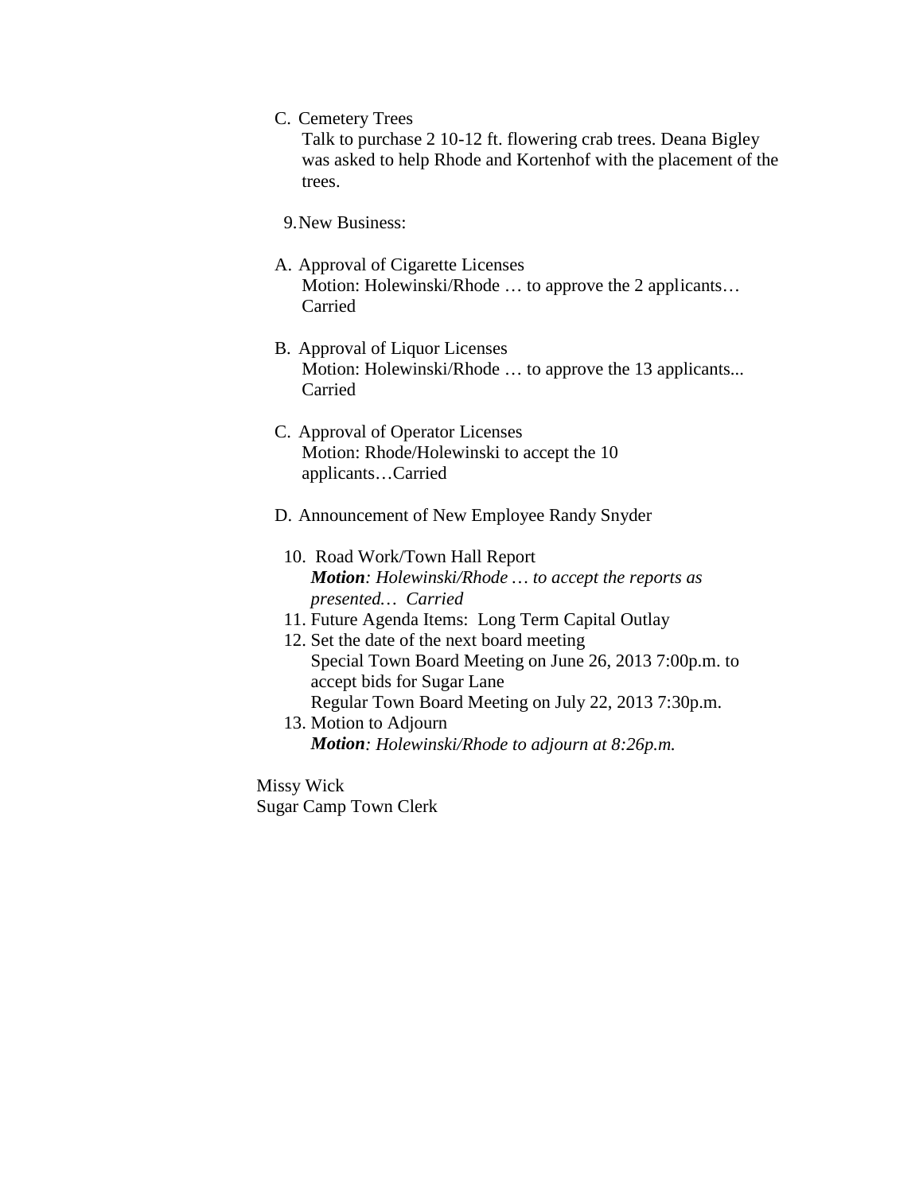C. Cemetery Trees

Talk to purchase 2 10-12 ft. flowering crab trees. Deana Bigley was asked to help Rhode and Kortenhof with the placement of the trees.

9. New Business:

A. Approval of Cigarette Licenses

Motion: Holewinski/Rhode … to approve the 2 applicants… Carried

B. Approval of Liquor Licenses

Motion: Holewinski/Rhode … to approve the 13 applicants... Carried

C. Approval of Operator Licenses

Motion: Rhode/Holewinski to accept the 10 applicants…Carried

D. Announcement of New Employee Randy Snyder

10. Road Work/Town Hall Report

    ***Motion****: Holewinski/Rhode … to accept the reports as presented… Carried*

11. Future Agenda Items: Long Term Capital Outlay
12. Set the date of the next board meeting

    Special Town Board Meeting on June 26, 2013 7:00p.m. to accept bids for Sugar Lane

    Regular Town Board Meeting on July 22, 2013 7:30p.m.

13. Motion to Adjourn

    ***Motion****: Holewinski/Rhode to adjourn at 8:26p.m.*

Missy Wick
Sugar Camp Town Clerk